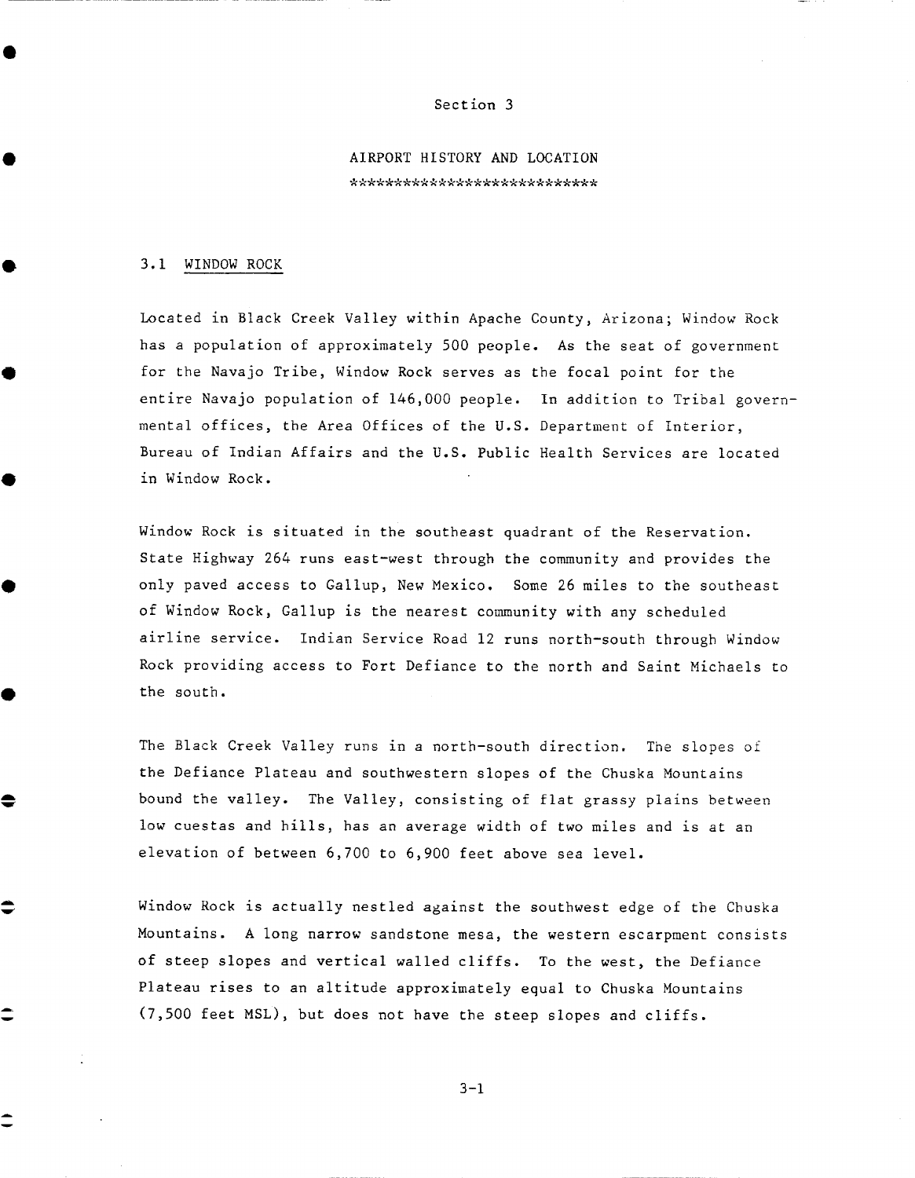# Section 3

## AIRPORT HISTORY AND LOCATION

***************************

### 3.1 WINDOW ROCK

Located in Black Creek Valley within Apache County, Arizona; Window Rock has a population of approximately 500 people. As the seat of government for the Navajo Tribe, Window Rock serves as the focal point for the entire Navajo population of 146,000 people. In addition to Tribal governmental offices, the Area Offices of the U.S. Department of Interior, Bureau of Indian Affairs and the U.S. Public Health Services are located in Window Rock.

Window Rock is situated in the southeast quadrant of the Reservation. State Highway 264 runs east-west through the community and provides the only paved access to Gallup, New Mexico. Some 26 miles to the southeast of Window Rock, Gallup is the nearest community with any scheduled airline service. Indian Service Road 12 runs north-south through Window Rock providing access to Fort Defiance to the north and Saint Michaels to the south.

The Black Creek Valley runs in a north-south direction. The slopes of the Defiance Plateau and southwestern slopes of the Chuska Mountains bound the valley. The Valley, consisting of flat grassy plains between low cuestas and hills, has an average width of two miles and is at an elevation of between 6,700 to 6,900 feet above sea level.

Window Rock is actually nestled against the southwest edge of the Chuska Mountains. A long narrow sandstone mesa, the western escarpment consists of steep slopes and vertical walled cliffs. To the west, the Defiance Plateau rises to an altitude approximately equal to Chuska Mountains (7,500 feet MSL), but does not have the steep slopes and cliffs.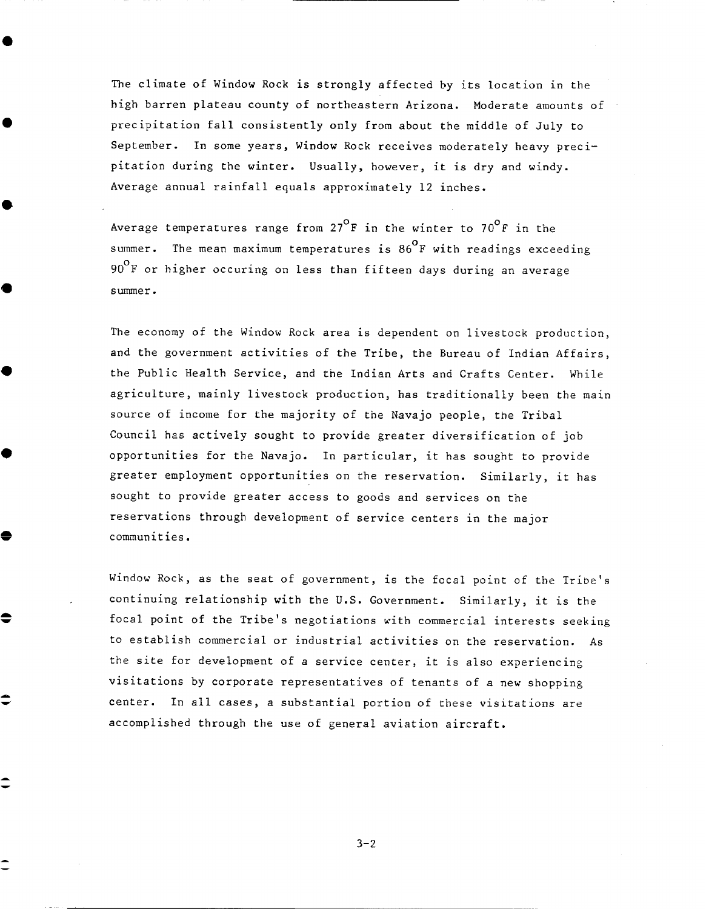The climate of Window Rock is strongly affected by its location in the high barren plateau county of northeastern Arizona. Moderate amounts of precipitation fall consistently only from about the middle of July to September. In some years, Window Rock receives moderately heavy precipitation during the winter. Usually, however, it is dry and windy. Average annual rainfall equals approximately 12 inches.

Average temperatures range from 27°F in the winter to 70°F in the summer. The mean maximum temperatures is 86°F with readings exceeding 90°F or higher occuring on less than fifteen days during an average summer.

The economy of the Window Rock area is dependent on livestock production, and the government activities of the Tribe, the Bureau of Indian Affairs, the Public Health Service, and the Indian Arts and Crafts Center. While agriculture, mainly livestock production, has traditionally been the main source of income for the majority of the Navajo people, the Tribal Council has actively sought to provide greater diversification of job opportunities for the Navajo. In particular, it has sought to provide greater employment opportunities on the reservation. Similarly, it has sought to provide greater access to goods and services on the reservations through development of service centers in the major communities.

Window Rock, as the seat of government, is the focal point of the Tribe's continuing relationship with the U.S. Government. Similarly, it is the focal point of the Tribe's negotiations with commercial interests seeking to establish commercial or industrial activities on the reservation. As the site for development of a service center, it is also experiencing visitations by corporate representatives of tenants of a new shopping center. In all cases, a substantial portion of these visitations are accomplished through the use of general aviation aircraft.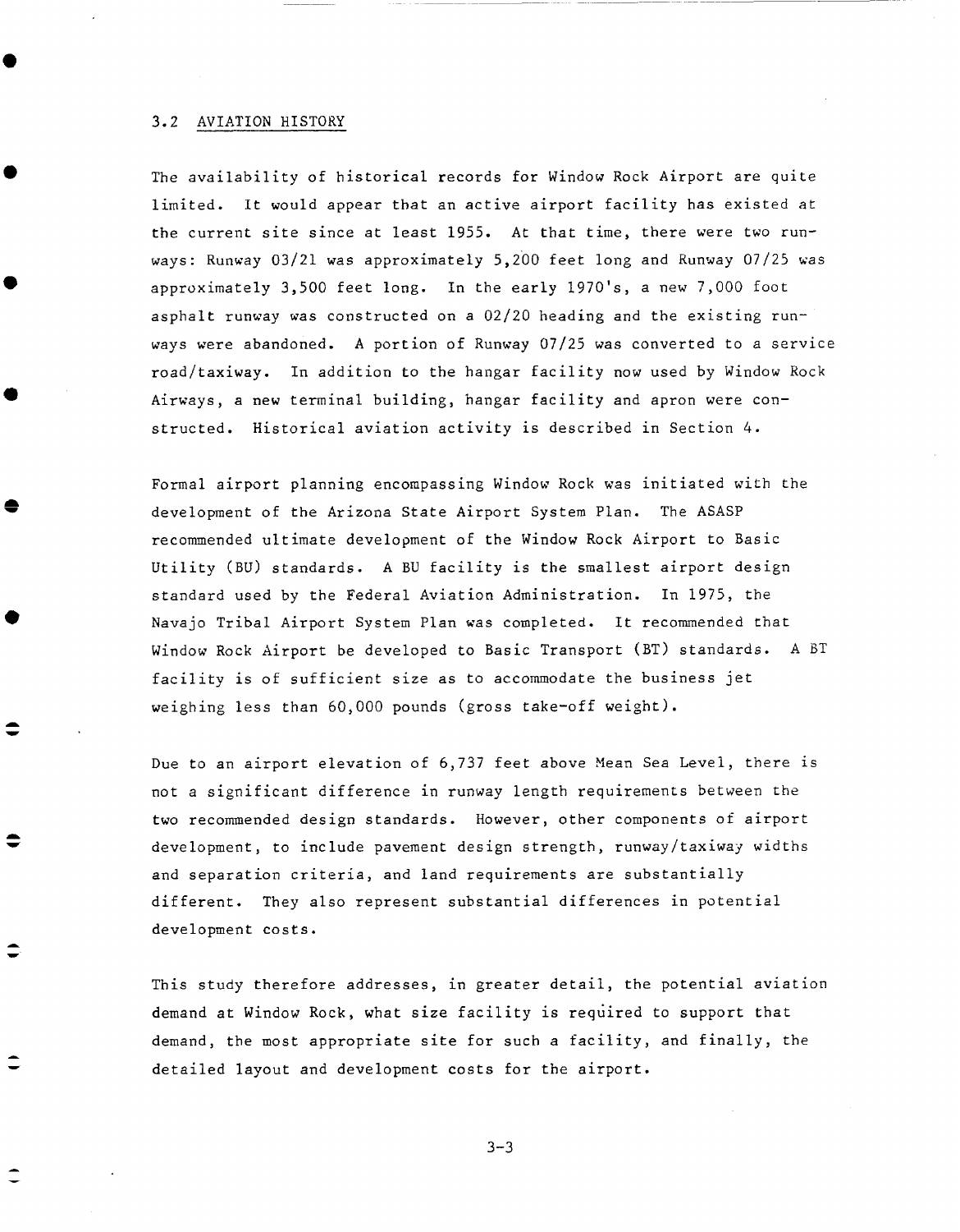## 3.2 AVIATION HISTORY

The availability of historical records for Window Rock Airport are quite limited. It would appear that an active airport facility has existed at the current site since at least 1955. At that time, there were two runways: Runway 03/21 was approximately 5,200 feet long and Runway 07/25 was approximately 3,500 feet long. In the early 1970's, a new 7,000 foot asphalt runway was constructed on a 02/20 heading and the existing runways were abandoned. A portion of Runway 07/25 was converted to a service road/taxiway. In addition to the hangar facility now used by Window Rock Airways, a new terminal building, hangar facility and apron were constructed. Historical aviation activity is described in Section 4.

Formal airport planning encompassing Window Rock was initiated with the development of the Arizona State Airport System Plan. The ASASP recommended ultimate development of the Window Rock Airport to Basic Utility (BU) standards. A BU facility is the smallest airport design standard used by the Federal Aviation Administration. In 1975, the Navajo Tribal Airport System Plan was completed. It recommended that Window Rock Airport be developed to Basic Transport (BT) standards. A BT facility is of sufficient size as to accommodate the business jet weighing less than 60,000 pounds (gross take-off weight).

Due to an airport elevation of 6,737 feet above Mean Sea Level, there is not a significant difference in runway length requirements between the two recommended design standards. However, other components of airport development, to include pavement design strength, runway/taxiway widths and separation criteria, and land requirements are substantially different. They also represent substantial differences in potential development costs.

This study therefore addresses, in greater detail, the potential aviation demand at Window Rock, what size facility is required to support that demand, the most appropriate site for such a facility, and finally, the detailed layout and development costs for the airport.